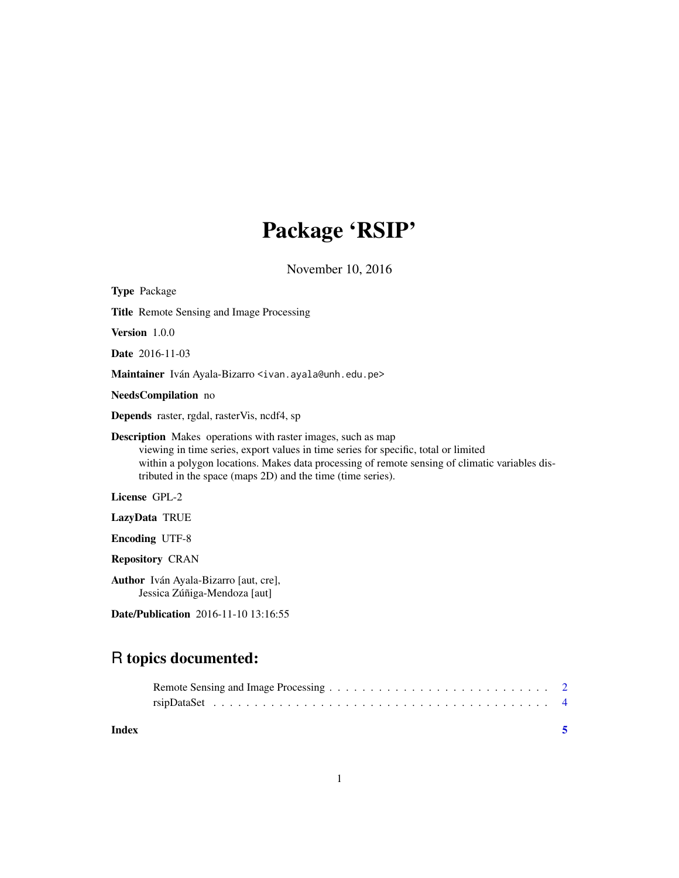# Package 'RSIP'

November 10, 2016

**Type** Package

**Title** Remote Sensing and Image Processing

**Version** 1.0.0

**Date** 2016-11-03

**Maintainer** Iván Ayala-Bizarro <ivan.ayala@unh.edu.pe>

**NeedsCompilation** no

**Depends** raster, rgdal, rasterVis, ncdf4, sp

**Description** Makes operations with raster images, such as map viewing in time series, export values in time series for specific, total or limited within a polygon locations. Makes data processing of remote sensing of climatic variables distributed in the space (maps 2D) and the time (time series).

**License** GPL-2

**LazyData** TRUE

**Encoding** UTF-8

**Repository** CRAN

**Author** Iván Ayala-Bizarro [aut, cre],
Jessica Zúñiga-Mendoza [aut]

**Date/Publication** 2016-11-10 13:16:55

## R topics documented:

Remote Sensing and Image Processing . . . . . . . . . . . . . . . . . . . . . . . . . . 2
rsipDataSet . . . . . . . . . . . . . . . . . . . . . . . . . . . . . . . . . . . . . . . 4

**Index** 5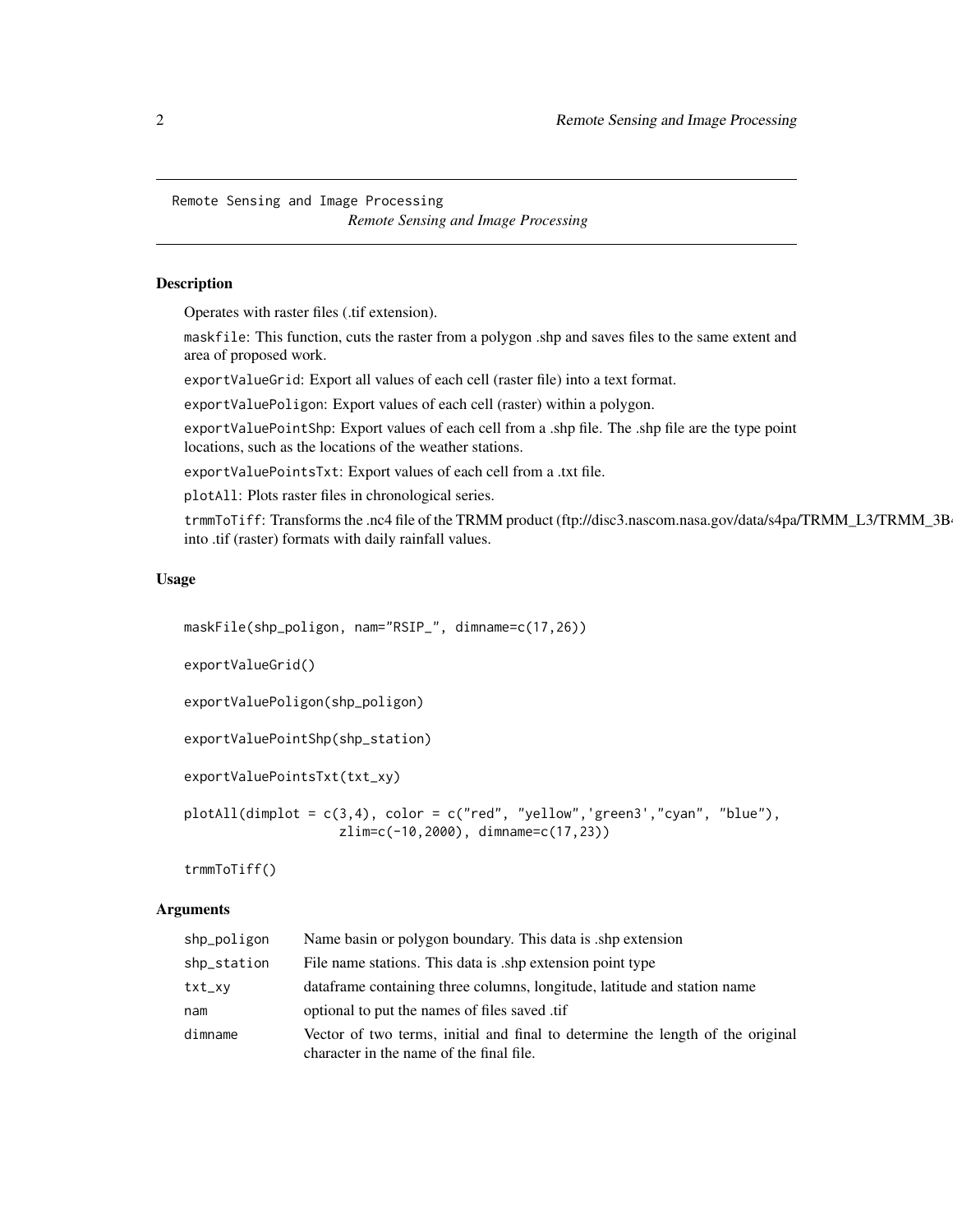Remote Sensing and Image Processing *Remote Sensing and Image Processing*

## Description

Operates with raster files (.tif extension).

maskfile: This function, cuts the raster from a polygon .shp and saves files to the same extent and area of proposed work.

exportValueGrid: Export all values of each cell (raster file) into a text format.

exportValuePoligon: Export values of each cell (raster) within a polygon.

exportValuePointShp: Export values of each cell from a .shp file. The .shp file are the type point locations, such as the locations of the weather stations.

exportValuePointsTxt: Export values of each cell from a .txt file.

plotAll: Plots raster files in chronological series.

trmmToTiff: Transforms the .nc4 file of the TRMM product (ftp://disc3.nascom.nasa.gov/data/s4pa/TRMM_L3/TRMM_3B4 into .tif (raster) formats with daily rainfall values.

## Usage

```
maskFile(shp_poligon, nam="RSIP_", dimname=c(17,26))

exportValueGrid()

exportValuePoligon(shp_poligon)

exportValuePointShp(shp_station)

exportValuePointsTxt(txt_xy)

plotAll(dimplot = c(3,4), color = c("red", "yellow",'green3',"cyan", "blue"),
                  zlim=c(-10,2000), dimname=c(17,23))

trmmToTiff()
```

## Arguments

| | |
|---|---|
| shp_poligon | Name basin or polygon boundary. This data is .shp extension |
| shp_station | File name stations. This data is .shp extension point type |
| txt_xy | dataframe containing three columns, longitude, latitude and station name |
| nam | optional to put the names of files saved .tif |
| dimname | Vector of two terms, initial and final to determine the length of the original character in the name of the final file. |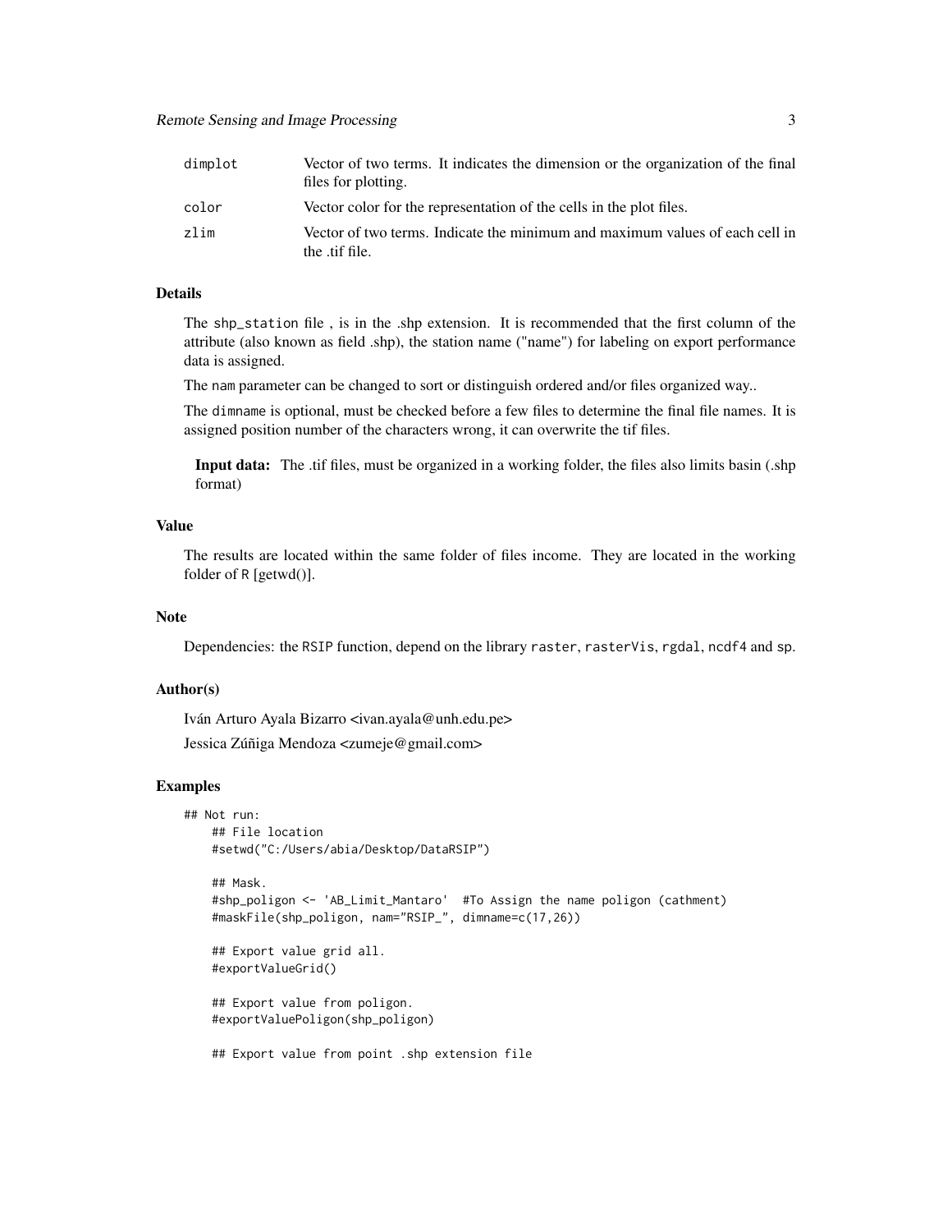| | |
|---|---|
| dimplot | Vector of two terms. It indicates the dimension or the organization of the final files for plotting. |
| color | Vector color for the representation of the cells in the plot files. |
| zlim | Vector of two terms. Indicate the minimum and maximum values of each cell in the .tif file. |

## Details

The shp_station file , is in the .shp extension. It is recommended that the first column of the attribute (also known as field .shp), the station name ("name") for labeling on export performance data is assigned.

The nam parameter can be changed to sort or distinguish ordered and/or files organized way..

The dimname is optional, must be checked before a few files to determine the final file names. It is assigned position number of the characters wrong, it can overwrite the tif files.

**Input data:** The .tif files, must be organized in a working folder, the files also limits basin (.shp format)

## Value

The results are located within the same folder of files income. They are located in the working folder of R [getwd()].

## Note

Dependencies: the RSIP function, depend on the library raster, rasterVis, rgdal, ncdf4 and sp.

## Author(s)

Iván Arturo Ayala Bizarro <ivan.ayala@unh.edu.pe>

Jessica Zúñiga Mendoza <zumeje@gmail.com>

## Examples

```
## Not run:
    ## File location
    #setwd("C:/Users/abia/Desktop/DataRSIP")

    ## Mask.
    #shp_poligon <- 'AB_Limit_Mantaro'  #To Assign the name poligon (cathment)
    #maskFile(shp_poligon, nam="RSIP_", dimname=c(17,26))

    ## Export value grid all.
    #exportValueGrid()

    ## Export value from poligon.
    #exportValuePoligon(shp_poligon)

    ## Export value from point .shp extension file
```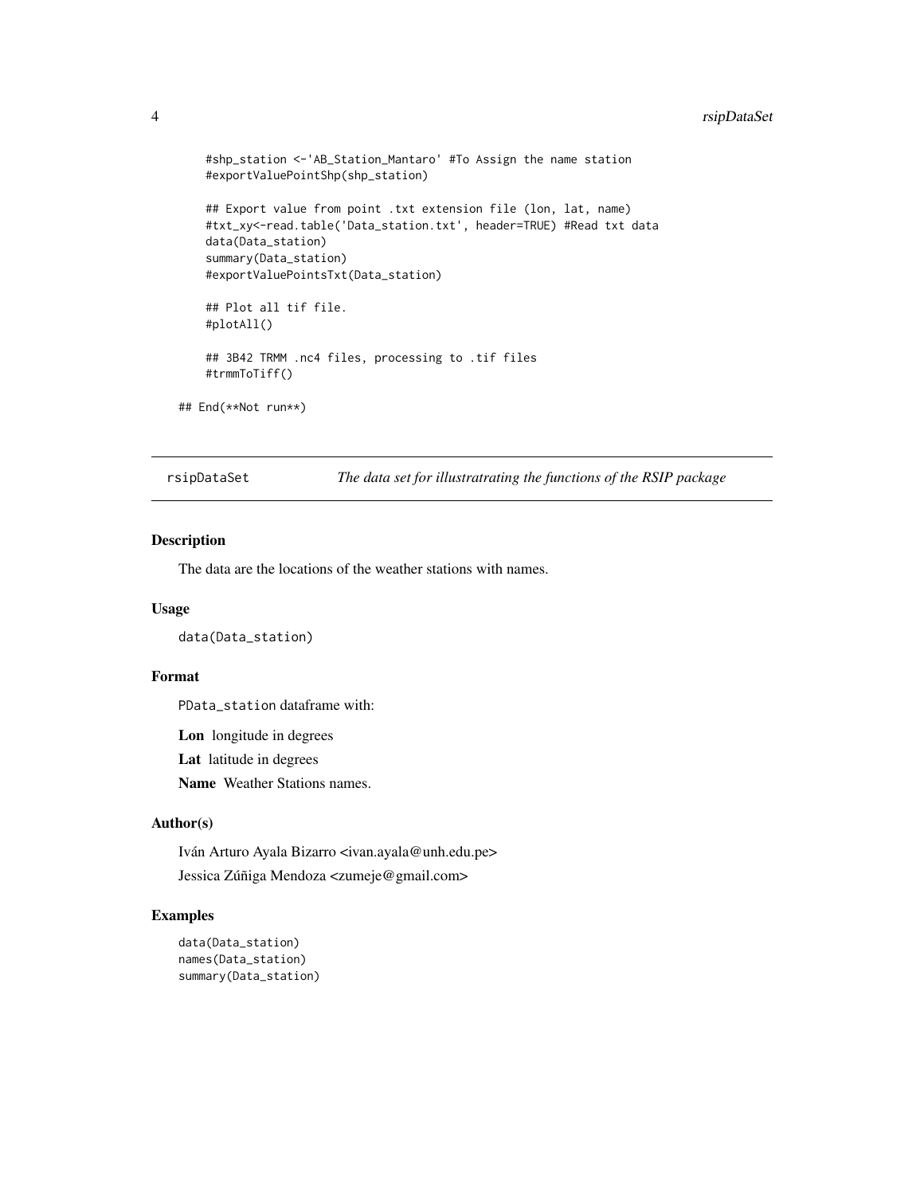```
    #shp_station <-'AB_Station_Mantaro' #To Assign the name station
    #exportValuePointShp(shp_station)

    ## Export value from point .txt extension file (lon, lat, name)
    #txt_xy<-read.table('Data_station.txt', header=TRUE) #Read txt data
    data(Data_station)
    summary(Data_station)
    #exportValuePointsTxt(Data_station)

    ## Plot all tif file.
    #plotAll()

    ## 3B42 TRMM .nc4 files, processing to .tif files
    #trmmToTiff()

## End(**Not run**)
```

## rsipDataSet — *The data set for illustratrating the functions of the RSIP package*

### Description

The data are the locations of the weather stations with names.

### Usage

```
data(Data_station)
```

### Format

`PData_station` dataframe with:

**Lon** longitude in degrees

**Lat** latitude in degrees

**Name** Weather Stations names.

### Author(s)

Iván Arturo Ayala Bizarro <ivan.ayala@unh.edu.pe>

Jessica Zúñiga Mendoza <zumeje@gmail.com>

### Examples

```
data(Data_station)
names(Data_station)
summary(Data_station)
```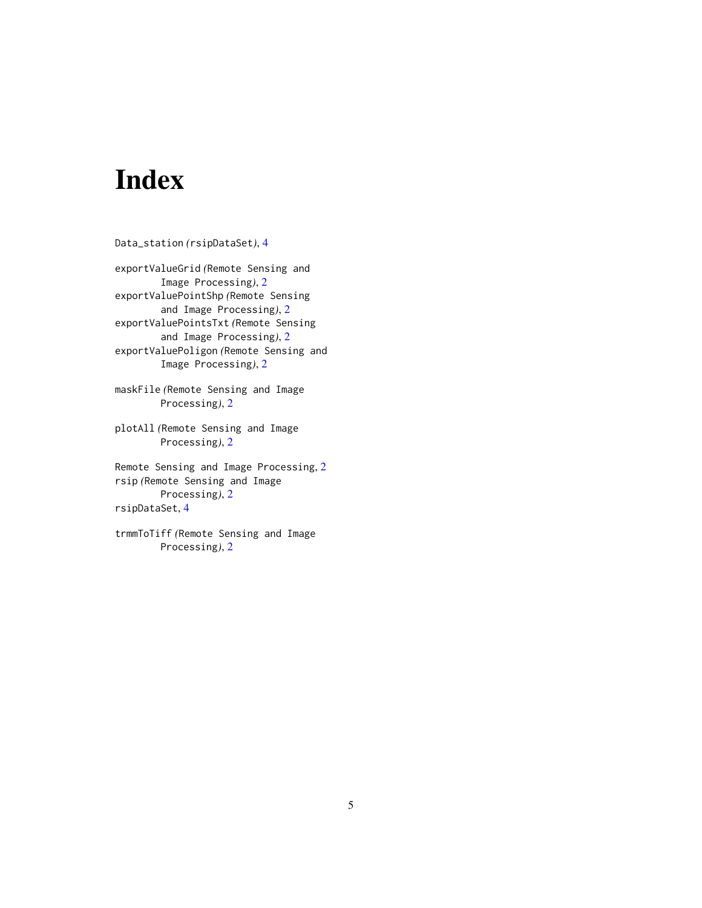# Index

Data_station (rsipDataSet), 4

exportValueGrid (Remote Sensing and Image Processing), 2
exportValuePointShp (Remote Sensing and Image Processing), 2
exportValuePointsTxt (Remote Sensing and Image Processing), 2
exportValuePoligon (Remote Sensing and Image Processing), 2

maskFile (Remote Sensing and Image Processing), 2

plotAll (Remote Sensing and Image Processing), 2

Remote Sensing and Image Processing, 2
rsip (Remote Sensing and Image Processing), 2
rsipDataSet, 4

trmmToTiff (Remote Sensing and Image Processing), 2